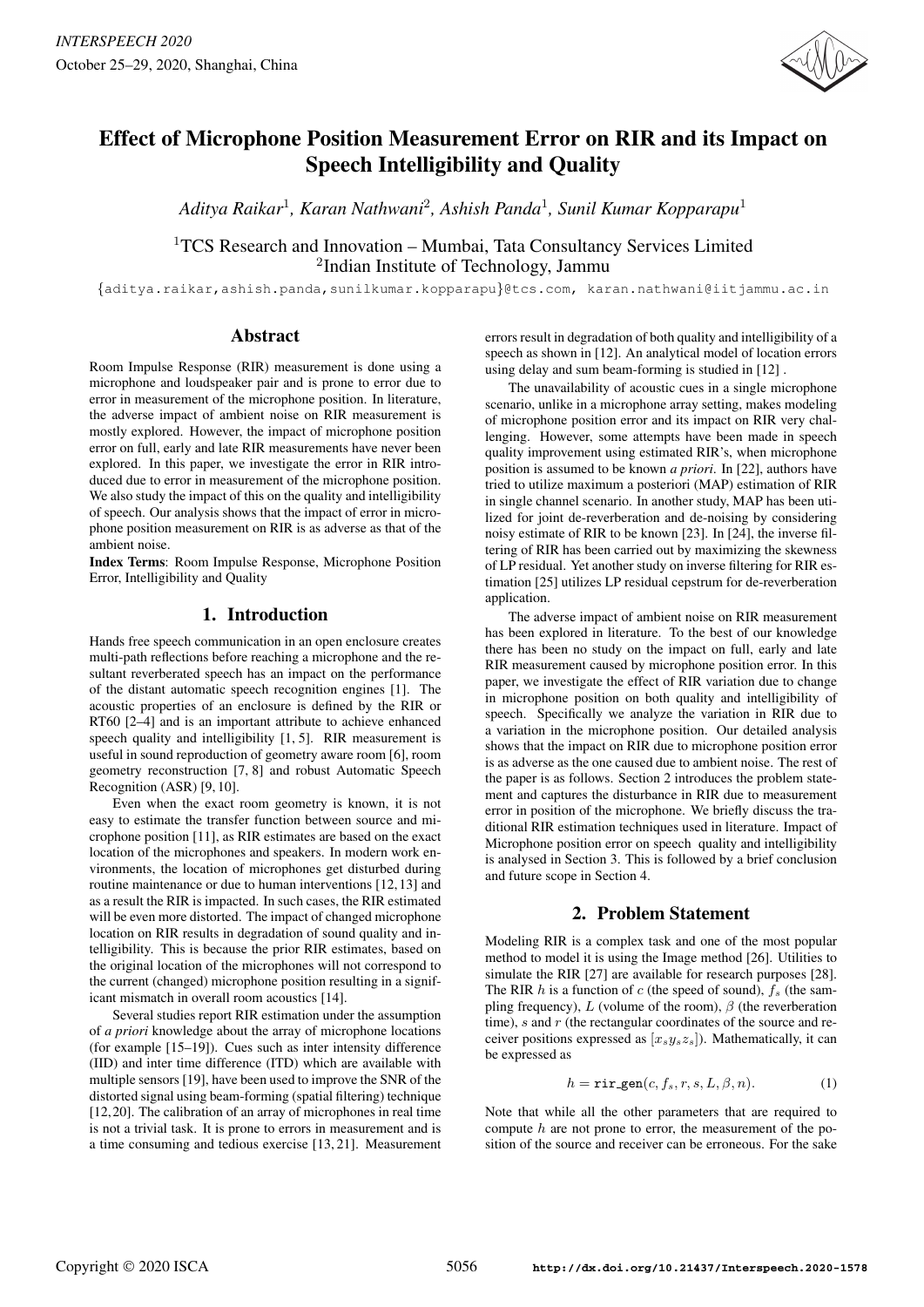# Effect of Microphone Position Measurement Error on RIR and its Impact on Speech Intelligibility and Quality

*Aditya Raikar*[1], *Karan Nathwani*[2], *Ashish Panda*[1], *Sunil Kumar Kopparapu*[1]

[1]TCS Research and Innovation – Mumbai, Tata Consultancy Services Limited
[2]Indian Institute of Technology, Jammu

{aditya.raikar,ashish.panda,sunilkumar.kopparapu}@tcs.com, karan.nathwani@iitjammu.ac.in

## Abstract

Room Impulse Response (RIR) measurement is done using a microphone and loudspeaker pair and is prone to error due to error in measurement of the microphone position. In literature, the adverse impact of ambient noise on RIR measurement is mostly explored. However, the impact of microphone position error on full, early and late RIR measurements have never been explored. In this paper, we investigate the error in RIR introduced due to error in measurement of the microphone position. We also study the impact of this on the quality and intelligibility of speech. Our analysis shows that the impact of error in microphone position measurement on RIR is as adverse as that of the ambient noise.

**Index Terms**: Room Impulse Response, Microphone Position Error, Intelligibility and Quality

## 1. Introduction

Hands free speech communication in an open enclosure creates multi-path reflections before reaching a microphone and the resultant reverberated speech has an impact on the performance of the distant automatic speech recognition engines [1]. The acoustic properties of an enclosure is defined by the RIR or RT60 [2–4] and is an important attribute to achieve enhanced speech quality and intelligibility [1, 5]. RIR measurement is useful in sound reproduction of geometry aware room [6], room geometry reconstruction [7, 8] and robust Automatic Speech Recognition (ASR) [9, 10].

Even when the exact room geometry is known, it is not easy to estimate the transfer function between source and microphone position [11], as RIR estimates are based on the exact location of the microphones and speakers. In modern work environments, the location of microphones get disturbed during routine maintenance or due to human interventions [12, 13] and as a result the RIR is impacted. In such cases, the RIR estimated will be even more distorted. The impact of changed microphone location on RIR results in degradation of sound quality and intelligibility. This is because the prior RIR estimates, based on the original location of the microphones will not correspond to the current (changed) microphone position resulting in a significant mismatch in overall room acoustics [14].

Several studies report RIR estimation under the assumption of *a priori* knowledge about the array of microphone locations (for example [15–19]). Cues such as inter intensity difference (IID) and inter time difference (ITD) which are available with multiple sensors [19], have been used to improve the SNR of the distorted signal using beam-forming (spatial filtering) technique [12, 20]. The calibration of an array of microphones in real time is not a trivial task. It is prone to errors in measurement and is a time consuming and tedious exercise [13, 21]. Measurement errors result in degradation of both quality and intelligibility of a speech as shown in [12]. An analytical model of location errors using delay and sum beam-forming is studied in [12].

The unavailability of acoustic cues in a single microphone scenario, unlike in a microphone array setting, makes modeling of microphone position error and its impact on RIR very challenging. However, some attempts have been made in speech quality improvement using estimated RIR's, when microphone position is assumed to be known *a priori*. In [22], authors have tried to utilize maximum a posteriori (MAP) estimation of RIR in single channel scenario. In another study, MAP has been utilized for joint de-reverberation and de-noising by considering noisy estimate of RIR to be known [23]. In [24], the inverse filtering of RIR has been carried out by maximizing the skewness of LP residual. Yet another study on inverse filtering for RIR estimation [25] utilizes LP residual cepstrum for de-reverberation application.

The adverse impact of ambient noise on RIR measurement has been explored in literature. To the best of our knowledge there has been no study on the impact on full, early and late RIR measurement caused by microphone position error. In this paper, we investigate the effect of RIR variation due to change in microphone position on both quality and intelligibility of speech. Specifically we analyze the variation in RIR due to a variation in the microphone position. Our detailed analysis shows that the impact on RIR due to microphone position error is as adverse as the one caused due to ambient noise. The rest of the paper is as follows. Section 2 introduces the problem statement and captures the disturbance in RIR due to measurement error in position of the microphone. We briefly discuss the traditional RIR estimation techniques used in literature. Impact of Microphone position error on speech quality and intelligibility is analysed in Section 3. This is followed by a brief conclusion and future scope in Section 4.

## 2. Problem Statement

Modeling RIR is a complex task and one of the most popular method to model it is using the Image method [26]. Utilities to simulate the RIR [27] are available for research purposes [28]. The RIR $h$ is a function of $c$ (the speed of sound), $f_s$ (the sampling frequency), $L$ (volume of the room), $\beta$ (the reverberation time), $s$ and $r$ (the rectangular coordinates of the source and receiver positions expressed as $[x_s y_s z_s]$). Mathematically, it can be expressed as

$$h = \texttt{rir\_gen}(c, f_s, r, s, L, \beta, n). \tag{1}$$

Note that while all the other parameters that are required to compute $h$ are not prone to error, the measurement of the position of the source and receiver can be erroneous. For the sake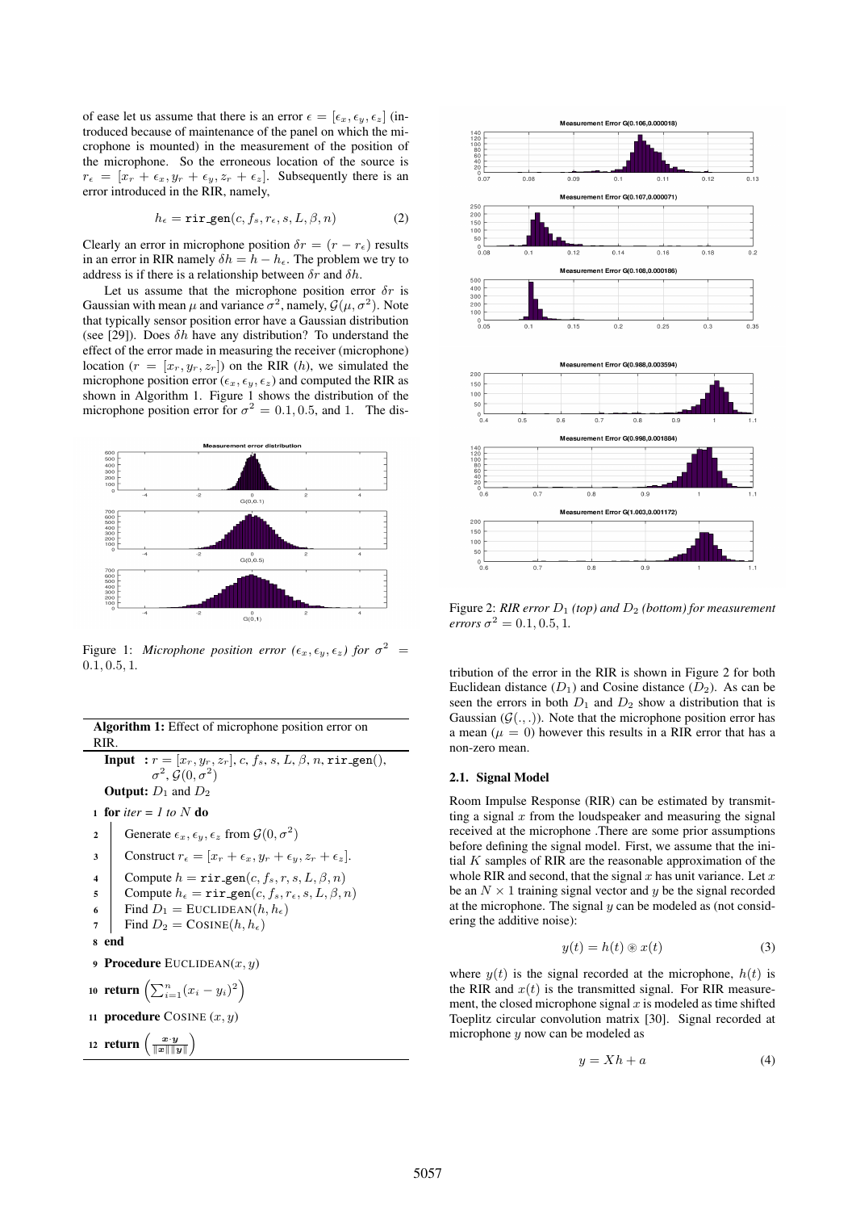of ease let us assume that there is an error $\epsilon = [\epsilon_x, \epsilon_y, \epsilon_z]$ (introduced because of maintenance of the panel on which the microphone is mounted) in the measurement of the position of the microphone. So the erroneous location of the source is $r_\epsilon = [x_r + \epsilon_x, y_r + \epsilon_y, z_r + \epsilon_z]$. Subsequently there is an error introduced in the RIR, namely,

$$h_\epsilon = \texttt{rir\_gen}(c, f_s, r_\epsilon, s, L, \beta, n) \tag{2}$$

Clearly an error in microphone position $\delta r = (r - r_\epsilon)$ results in an error in RIR namely $\delta h = h - h_\epsilon$. The problem we try to address is if there is a relationship between $\delta r$ and $\delta h$.

Let us assume that the microphone position error $\delta r$ is Gaussian with mean $\mu$ and variance $\sigma^2$, namely, $\mathcal{G}(\mu, \sigma^2)$. Note that typically sensor position error have a Gaussian distribution (see [29]). Does $\delta h$ have any distribution? To understand the effect of the error made in measuring the receiver (microphone) location ($r = [x_r, y_r, z_r]$) on the RIR ($h$), we simulated the microphone position error ($\epsilon_x, \epsilon_y, \epsilon_z$) and computed the RIR as shown in Algorithm 1. Figure 1 shows the distribution of the microphone position error for $\sigma^2 = 0.1, 0.5$, and 1. The distribution of the error in the RIR is shown in Figure 2 for both Euclidean distance ($D_1$) and Cosine distance ($D_2$). As can be seen the errors in both $D_1$ and $D_2$ show a distribution that is Gaussian ($\mathcal{G}(.,.)$). Note that the microphone position error has a mean ($\mu = 0$) however this results in a RIR error that has a non-zero mean.

Figure 1: *Microphone position error ($\epsilon_x, \epsilon_y, \epsilon_z$) for $\sigma^2 = 0.1, 0.5, 1$.*

**Algorithm 1:** Effect of microphone position error on RIR.

**Input** : $r = [x_r, y_r, z_r]$, $c$, $f_s$, $s$, $L$, $\beta$, $n$, $\texttt{rir\_gen}()$, $\sigma^2$, $\mathcal{G}(0, \sigma^2)$

**Output:** $D_1$ and $D_2$

1. **for** *iter = 1 to N* **do**
2. Generate $\epsilon_x, \epsilon_y, \epsilon_z$ from $\mathcal{G}(0, \sigma^2)$
3. Construct $r_\epsilon = [x_r + \epsilon_x, y_r + \epsilon_y, z_r + \epsilon_z]$.
4. Compute $h = \texttt{rir\_gen}(c, f_s, r, s, L, \beta, n)$
5. Compute $h_\epsilon = \texttt{rir\_gen}(c, f_s, r_\epsilon, s, L, \beta, n)$
6. Find $D_1 = \text{EUCLIDEAN}(h, h_\epsilon)$
7. Find $D_2 = \text{COSINE}(h, h_\epsilon)$
8. **end**
9. **Procedure** EUCLIDEAN$(x, y)$
10. **return** $\left(\sum_{i=1}^{n} (x_i - y_i)^2\right)$
11. **procedure** COSINE $(x, y)$
12. **return** $\left(\frac{\boldsymbol{x} \cdot \boldsymbol{y}}{\|\boldsymbol{x}\| \|\boldsymbol{y}\|}\right)$

Figure 2: *RIR error $D_1$ (top) and $D_2$ (bottom) for measurement errors $\sigma^2 = 0.1, 0.5, 1$.*

### 2.1. Signal Model

Room Impulse Response (RIR) can be estimated by transmitting a signal $x$ from the loudspeaker and measuring the signal received at the microphone .There are some prior assumptions before defining the signal model. First, we assume that the initial $K$ samples of RIR are the reasonable approximation of the whole RIR and second, that the signal $x$ has unit variance. Let $x$ be an $N \times 1$ training signal vector and $y$ be the signal recorded at the microphone. The signal $y$ can be modeled as (not considering the additive noise):

$$y(t) = h(t) \circledast x(t) \tag{3}$$

where $y(t)$ is the signal recorded at the microphone, $h(t)$ is the RIR and $x(t)$ is the transmitted signal. For RIR measurement, the closed microphone signal $x$ is modeled as time shifted Toeplitz circular convolution matrix [30]. Signal recorded at microphone $y$ now can be modeled as

$$y = Xh + a \tag{4}$$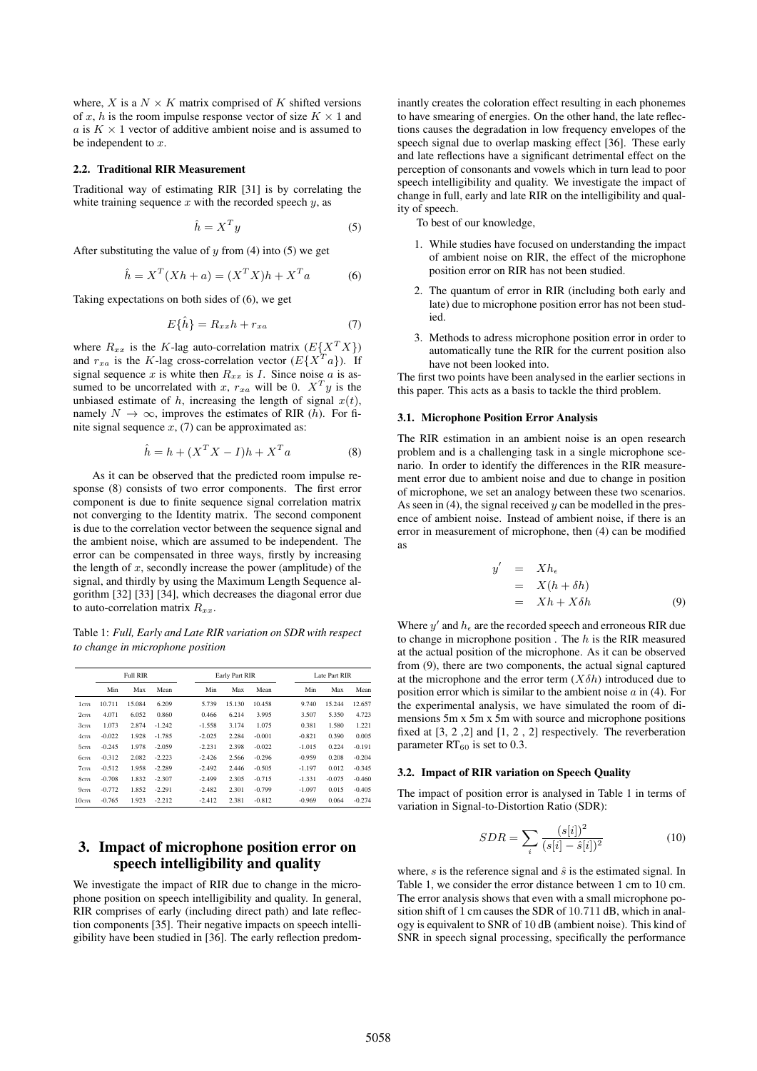where, $X$ is a $N \times K$ matrix comprised of $K$ shifted versions of $x$, $h$ is the room impulse response vector of size $K \times 1$ and $a$ is $K \times 1$ vector of additive ambient noise and is assumed to be independent to $x$.

### 2.2. Traditional RIR Measurement

Traditional way of estimating RIR [31] is by correlating the white training sequence $x$ with the recorded speech $y$, as

$$\hat{h} = X^T y \tag{5}$$

After substituting the value of $y$ from (4) into (5) we get

$$\hat{h} = X^T(Xh + a) = (X^T X)h + X^T a \tag{6}$$

Taking expectations on both sides of (6), we get

$$E\{\hat{h}\} = R_{xx}h + r_{xa} \tag{7}$$

where $R_{xx}$ is the $K$-lag auto-correlation matrix ($E\{X^T X\}$) and $r_{xa}$ is the $K$-lag cross-correlation vector ($E\{X^T a\}$). If signal sequence $x$ is white then $R_{xx}$ is $I$. Since noise $a$ is assumed to be uncorrelated with $x$, $r_{xa}$ will be 0. $X^T y$ is the unbiased estimate of $h$, increasing the length of signal $x(t)$, namely $N \rightarrow \infty$, improves the estimates of RIR ($h$). For finite signal sequence $x$, (7) can be approximated as:

$$\hat{h} = h + (X^T X - I)h + X^T a \tag{8}$$

As it can be observed that the predicted room impulse response (8) consists of two error components. The first error component is due to finite sequence signal correlation matrix not converging to the Identity matrix. The second component is due to the correlation vector between the sequence signal and the ambient noise, which are assumed to be independent. The error can be compensated in three ways, firstly by increasing the length of $x$, secondly increase the power (amplitude) of the signal, and thirdly by using the Maximum Length Sequence algorithm [32] [33] [34], which decreases the diagonal error due to auto-correlation matrix $R_{xx}$.

Table 1: *Full, Early and Late RIR variation on SDR with respect to change in microphone position*

| | Full RIR | | | Early Part RIR | | | Late Part RIR | | |
|---|---|---|---|---|---|---|---|---|---|
| | Min | Max | Mean | Min | Max | Mean | Min | Max | Mean |
| 1*cm* | 10.711 | 15.084 | 6.209 | 5.739 | 15.130 | 10.458 | 9.740 | 15.244 | 12.657 |
| 2*cm* | 4.071 | 6.052 | 0.860 | 0.466 | 6.214 | 3.995 | 3.507 | 5.350 | 4.723 |
| 3*cm* | 1.073 | 2.874 | -1.242 | -1.558 | 3.174 | 1.075 | 0.381 | 1.580 | 1.221 |
| 4*cm* | -0.022 | 1.928 | -1.785 | -2.025 | 2.284 | -0.001 | -0.821 | 0.390 | 0.005 |
| 5*cm* | -0.245 | 1.978 | -2.059 | -2.231 | 2.398 | -0.022 | -1.015 | 0.224 | -0.191 |
| 6*cm* | -0.312 | 2.082 | -2.223 | -2.426 | 2.566 | -0.296 | -0.959 | 0.208 | -0.204 |
| 7*cm* | -0.512 | 1.958 | -2.289 | -2.492 | 2.446 | -0.505 | -1.197 | 0.012 | -0.345 |
| 8*cm* | -0.708 | 1.832 | -2.307 | -2.499 | 2.305 | -0.715 | -1.331 | -0.075 | -0.460 |
| 9*cm* | -0.772 | 1.852 | -2.291 | -2.482 | 2.301 | -0.799 | -1.097 | 0.015 | -0.405 |
| 10*cm* | -0.765 | 1.923 | -2.212 | -2.412 | 2.381 | -0.812 | -0.969 | 0.064 | -0.274 |

## 3. Impact of microphone position error on speech intelligibility and quality

We investigate the impact of RIR due to change in the microphone position on speech intelligibility and quality. In general, RIR comprises of early (including direct path) and late reflection components [35]. Their negative impacts on speech intelligibility have been studied in [36]. The early reflection predominantly creates the coloration effect resulting in each phonemes to have smearing of energies. On the other hand, the late reflections causes the degradation in low frequency envelopes of the speech signal due to overlap masking effect [36]. These early and late reflections have a significant detrimental effect on the perception of consonants and vowels which in turn lead to poor speech intelligibility and quality. We investigate the impact of change in full, early and late RIR on the intelligibility and quality of speech.

To best of our knowledge,

1. While studies have focused on understanding the impact of ambient noise on RIR, the effect of the microphone position error on RIR has not been studied.
2. The quantum of error in RIR (including both early and late) due to microphone position error has not been studied.
3. Methods to adress microphone position error in order to automatically tune the RIR for the current position also have not been looked into.

The first two points have been analysed in the earlier sections in this paper. This acts as a basis to tackle the third problem.

### 3.1. Microphone Position Error Analysis

The RIR estimation in an ambient noise is an open research problem and is a challenging task in a single microphone scenario. In order to identify the differences in the RIR measurement error due to ambient noise and due to change in position of microphone, we set an analogy between these two scenarios. As seen in (4), the signal received $y$ can be modelled in the presence of ambient noise. Instead of ambient noise, if there is an error in measurement of microphone, then (4) can be modified as

$$\begin{aligned} y' &= Xh_\epsilon \\ &= X(h + \delta h) \\ &= Xh + X\delta h \end{aligned} \tag{9}$$

Where $y'$ and $h_\epsilon$ are the recorded speech and erroneous RIR due to change in microphone position . The $h$ is the RIR measured at the actual position of the microphone. As it can be observed from (9), there are two components, the actual signal captured at the microphone and the error term ($X\delta h$) introduced due to position error which is similar to the ambient noise $a$ in (4). For the experimental analysis, we have simulated the room of dimensions 5m x 5m x 5m with source and microphone positions fixed at [3, 2 ,2] and [1, 2 , 2] respectively. The reverberation parameter $\text{RT}_{60}$ is set to 0.3.

### 3.2. Impact of RIR variation on Speech Quality

The impact of position error is analysed in Table 1 in terms of variation in Signal-to-Distortion Ratio (SDR):

$$SDR = \sum_i \frac{(s[i])^2}{(s[i] - \hat{s}[i])^2} \tag{10}$$

where, $s$ is the reference signal and $\hat{s}$ is the estimated signal. In Table 1, we consider the error distance between 1 cm to 10 cm. The error analysis shows that even with a small microphone position shift of 1 cm causes the SDR of 10.711 dB, which in analogy is equivalent to SNR of 10 dB (ambient noise). This kind of SNR in speech signal processing, specifically the performance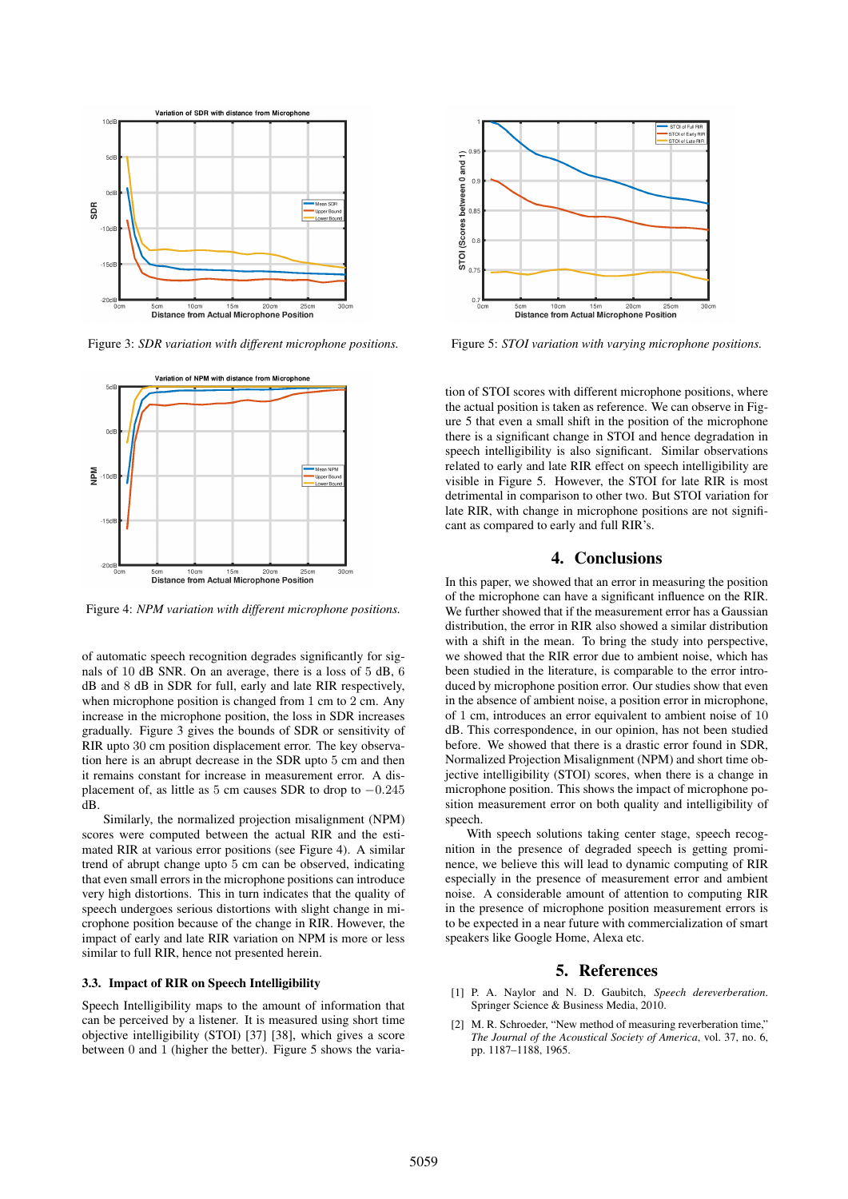Figure 3: *SDR variation with different microphone positions.*

Figure 4: *NPM variation with different microphone positions.*

of automatic speech recognition degrades significantly for signals of 10 dB SNR. On an average, there is a loss of 5 dB, 6 dB and 8 dB in SDR for full, early and late RIR respectively, when microphone position is changed from 1 cm to 2 cm. Any increase in the microphone position, the loss in SDR increases gradually. Figure 3 gives the bounds of SDR or sensitivity of RIR upto 30 cm position displacement error. The key observation here is an abrupt decrease in the SDR upto 5 cm and then it remains constant for increase in measurement error. A displacement of, as little as 5 cm causes SDR to drop to $-0.245$ dB.

Similarly, the normalized projection misalignment (NPM) scores were computed between the actual RIR and the estimated RIR at various error positions (see Figure 4). A similar trend of abrupt change upto 5 cm can be observed, indicating that even small errors in the microphone positions can introduce very high distortions. This in turn indicates that the quality of speech undergoes serious distortions with slight change in microphone position because of the change in RIR. However, the impact of early and late RIR variation on NPM is more or less similar to full RIR, hence not presented herein.

### 3.3. Impact of RIR on Speech Intelligibility

Speech Intelligibility maps to the amount of information that can be perceived by a listener. It is measured using short time objective intelligibility (STOI) [37] [38], which gives a score between 0 and 1 (higher the better). Figure 5 shows the variation of STOI scores with different microphone positions, where the actual position is taken as reference. We can observe in Figure 5 that even a small shift in the position of the microphone there is a significant change in STOI and hence degradation in speech intelligibility is also significant. Similar observations related to early and late RIR effect on speech intelligibility are visible in Figure 5. However, the STOI for late RIR is most detrimental in comparison to other two. But STOI variation for late RIR, with change in microphone positions are not significant as compared to early and full RIR's.

Figure 5: *STOI variation with varying microphone positions.*

## 4. Conclusions

In this paper, we showed that an error in measuring the position of the microphone can have a significant influence on the RIR. We further showed that if the measurement error has a Gaussian distribution, the error in RIR also showed a similar distribution with a shift in the mean. To bring the study into perspective, we showed that the RIR error due to ambient noise, which has been studied in the literature, is comparable to the error introduced by microphone position error. Our studies show that even in the absence of ambient noise, a position error in microphone, of 1 cm, introduces an error equivalent to ambient noise of 10 dB. This correspondence, in our opinion, has not been studied before. We showed that there is a drastic error found in SDR, Normalized Projection Misalignment (NPM) and short time objective intelligibility (STOI) scores, when there is a change in microphone position. This shows the impact of microphone position measurement error on both quality and intelligibility of speech.

With speech solutions taking center stage, speech recognition in the presence of degraded speech is getting prominence, we believe this will lead to dynamic computing of RIR especially in the presence of measurement error and ambient noise. A considerable amount of attention to computing RIR in the presence of microphone position measurement errors is to be expected in a near future with commercialization of smart speakers like Google Home, Alexa etc.

## 5. References

[1] P. A. Naylor and N. D. Gaubitch, *Speech dereverberation*. Springer Science & Business Media, 2010.

[2] M. R. Schroeder, "New method of measuring reverberation time," *The Journal of the Acoustical Society of America*, vol. 37, no. 6, pp. 1187–1188, 1965.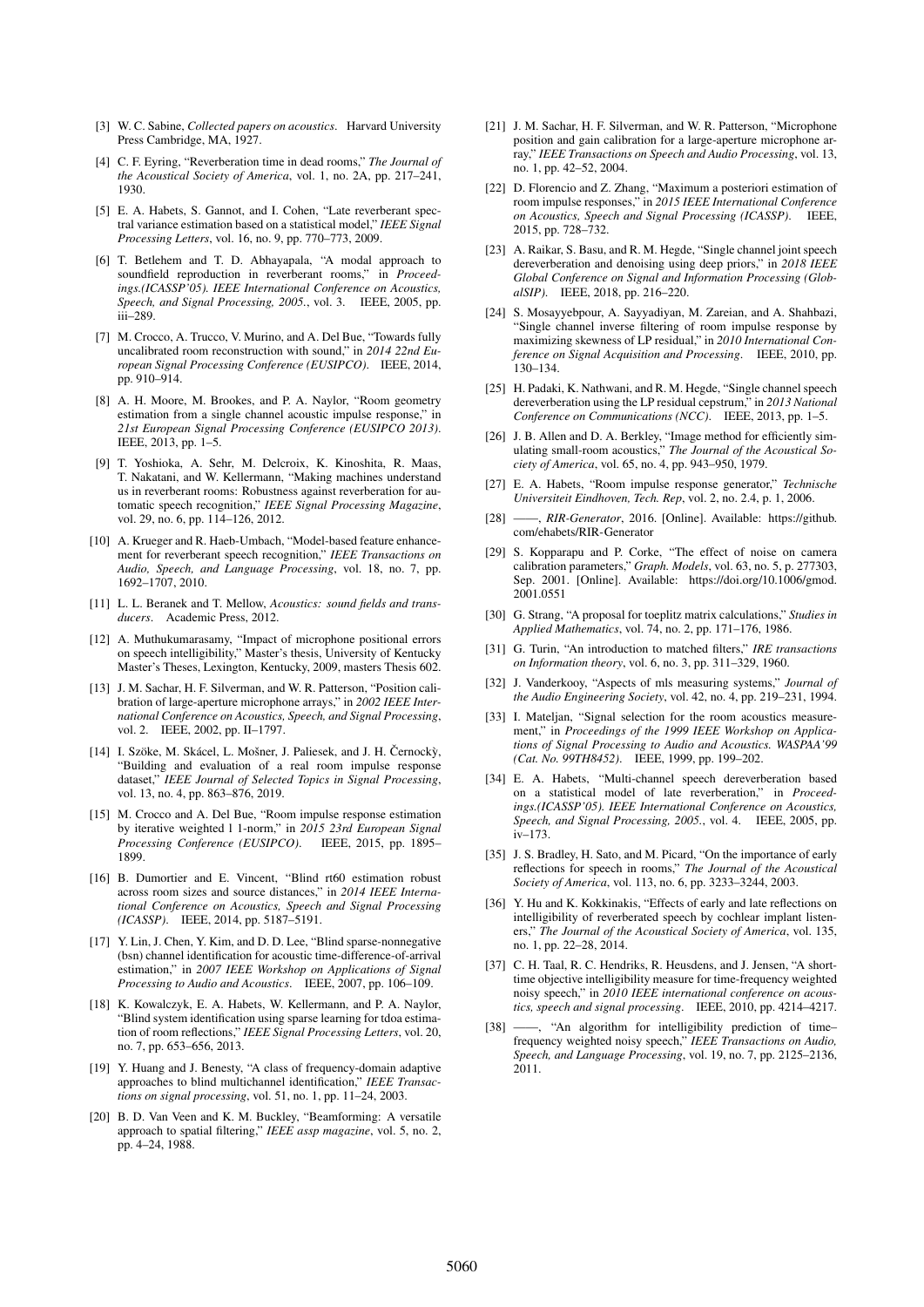[3] W. C. Sabine, *Collected papers on acoustics*. Harvard University Press Cambridge, MA, 1927.

[4] C. F. Eyring, "Reverberation time in dead rooms," *The Journal of the Acoustical Society of America*, vol. 1, no. 2A, pp. 217–241, 1930.

[5] E. A. Habets, S. Gannot, and I. Cohen, "Late reverberant spectral variance estimation based on a statistical model," *IEEE Signal Processing Letters*, vol. 16, no. 9, pp. 770–773, 2009.

[6] T. Betlehem and T. D. Abhayapala, "A modal approach to soundfield reproduction in reverberant rooms," in *Proceedings.(ICASSP'05). IEEE International Conference on Acoustics, Speech, and Signal Processing, 2005.*, vol. 3. IEEE, 2005, pp. iii–289.

[7] M. Crocco, A. Trucco, V. Murino, and A. Del Bue, "Towards fully uncalibrated room reconstruction with sound," in *2014 22nd European Signal Processing Conference (EUSIPCO)*. IEEE, 2014, pp. 910–914.

[8] A. H. Moore, M. Brookes, and P. A. Naylor, "Room geometry estimation from a single channel acoustic impulse response," in *21st European Signal Processing Conference (EUSIPCO 2013)*. IEEE, 2013, pp. 1–5.

[9] T. Yoshioka, A. Sehr, M. Delcroix, K. Kinoshita, R. Maas, T. Nakatani, and W. Kellermann, "Making machines understand us in reverberant rooms: Robustness against reverberation for automatic speech recognition," *IEEE Signal Processing Magazine*, vol. 29, no. 6, pp. 114–126, 2012.

[10] A. Krueger and R. Haeb-Umbach, "Model-based feature enhancement for reverberant speech recognition," *IEEE Transactions on Audio, Speech, and Language Processing*, vol. 18, no. 7, pp. 1692–1707, 2010.

[11] L. L. Beranek and T. Mellow, *Acoustics: sound fields and transducers*. Academic Press, 2012.

[12] A. Muthukumarasamy, "Impact of microphone positional errors on speech intelligibility," Master's thesis, University of Kentucky Master's Theses, Lexington, Kentucky, 2009, masters Thesis 602.

[13] J. M. Sachar, H. F. Silverman, and W. R. Patterson, "Position calibration of large-aperture microphone arrays," in *2002 IEEE International Conference on Acoustics, Speech, and Signal Processing*, vol. 2. IEEE, 2002, pp. II–1797.

[14] I. Szöke, M. Skácel, L. Mošner, J. Paliesek, and J. H. Černockỳ, "Building and evaluation of a real room impulse response dataset," *IEEE Journal of Selected Topics in Signal Processing*, vol. 13, no. 4, pp. 863–876, 2019.

[15] M. Crocco and A. Del Bue, "Room impulse response estimation by iterative weighted l 1-norm," in *2015 23rd European Signal Processing Conference (EUSIPCO)*. IEEE, 2015, pp. 1895–1899.

[16] B. Dumortier and E. Vincent, "Blind rt60 estimation robust across room sizes and source distances," in *2014 IEEE International Conference on Acoustics, Speech and Signal Processing (ICASSP)*. IEEE, 2014, pp. 5187–5191.

[17] Y. Lin, J. Chen, Y. Kim, and D. D. Lee, "Blind sparse-nonnegative (bsn) channel identification for acoustic time-difference-of-arrival estimation," in *2007 IEEE Workshop on Applications of Signal Processing to Audio and Acoustics*. IEEE, 2007, pp. 106–109.

[18] K. Kowalczyk, E. A. Habets, W. Kellermann, and P. A. Naylor, "Blind system identification using sparse learning for tdoa estimation of room reflections," *IEEE Signal Processing Letters*, vol. 20, no. 7, pp. 653–656, 2013.

[19] Y. Huang and J. Benesty, "A class of frequency-domain adaptive approaches to blind multichannel identification," *IEEE Transactions on signal processing*, vol. 51, no. 1, pp. 11–24, 2003.

[20] B. D. Van Veen and K. M. Buckley, "Beamforming: A versatile approach to spatial filtering," *IEEE assp magazine*, vol. 5, no. 2, pp. 4–24, 1988.

[21] J. M. Sachar, H. F. Silverman, and W. R. Patterson, "Microphone position and gain calibration for a large-aperture microphone array," *IEEE Transactions on Speech and Audio Processing*, vol. 13, no. 1, pp. 42–52, 2004.

[22] D. Florencio and Z. Zhang, "Maximum a posteriori estimation of room impulse responses," in *2015 IEEE International Conference on Acoustics, Speech and Signal Processing (ICASSP)*. IEEE, 2015, pp. 728–732.

[23] A. Raikar, S. Basu, and R. M. Hegde, "Single channel joint speech dereverberation and denoising using deep priors," in *2018 IEEE Global Conference on Signal and Information Processing (GlobalSIP)*. IEEE, 2018, pp. 216–220.

[24] S. Mosayyebpour, A. Sayyadiyan, M. Zareian, and A. Shahbazi, "Single channel inverse filtering of room impulse response by maximizing skewness of LP residual," in *2010 International Conference on Signal Acquisition and Processing*. IEEE, 2010, pp. 130–134.

[25] H. Padaki, K. Nathwani, and R. M. Hegde, "Single channel speech dereverberation using the LP residual cepstrum," in *2013 National Conference on Communications (NCC)*. IEEE, 2013, pp. 1–5.

[26] J. B. Allen and D. A. Berkley, "Image method for efficiently simulating small-room acoustics," *The Journal of the Acoustical Society of America*, vol. 65, no. 4, pp. 943–950, 1979.

[27] E. A. Habets, "Room impulse response generator," *Technische Universiteit Eindhoven, Tech. Rep*, vol. 2, no. 2.4, p. 1, 2006.

[28] ——, *RIR-Generator*, 2016. [Online]. Available: https://github.com/ehabets/RIR-Generator

[29] S. Kopparapu and P. Corke, "The effect of noise on camera calibration parameters," *Graph. Models*, vol. 63, no. 5, p. 277303, Sep. 2001. [Online]. Available: https://doi.org/10.1006/gmod.2001.0551

[30] G. Strang, "A proposal for toeplitz matrix calculations," *Studies in Applied Mathematics*, vol. 74, no. 2, pp. 171–176, 1986.

[31] G. Turin, "An introduction to matched filters," *IRE transactions on Information theory*, vol. 6, no. 3, pp. 311–329, 1960.

[32] J. Vanderkooy, "Aspects of mls measuring systems," *Journal of the Audio Engineering Society*, vol. 42, no. 4, pp. 219–231, 1994.

[33] I. Mateljan, "Signal selection for the room acoustics measurement," in *Proceedings of the 1999 IEEE Workshop on Applications of Signal Processing to Audio and Acoustics. WASPAA'99 (Cat. No. 99TH8452)*. IEEE, 1999, pp. 199–202.

[34] E. A. Habets, "Multi-channel speech dereverberation based on a statistical model of late reverberation," in *Proceedings.(ICASSP'05). IEEE International Conference on Acoustics, Speech, and Signal Processing, 2005.*, vol. 4. IEEE, 2005, pp. iv–173.

[35] J. S. Bradley, H. Sato, and M. Picard, "On the importance of early reflections for speech in rooms," *The Journal of the Acoustical Society of America*, vol. 113, no. 6, pp. 3233–3244, 2003.

[36] Y. Hu and K. Kokkinakis, "Effects of early and late reflections on intelligibility of reverberated speech by cochlear implant listeners," *The Journal of the Acoustical Society of America*, vol. 135, no. 1, pp. 22–28, 2014.

[37] C. H. Taal, R. C. Hendriks, R. Heusdens, and J. Jensen, "A short-time objective intelligibility measure for time-frequency weighted noisy speech," in *2010 IEEE international conference on acoustics, speech and signal processing*. IEEE, 2010, pp. 4214–4217.

[38] ——, "An algorithm for intelligibility prediction of time–frequency weighted noisy speech," *IEEE Transactions on Audio, Speech, and Language Processing*, vol. 19, no. 7, pp. 2125–2136, 2011.